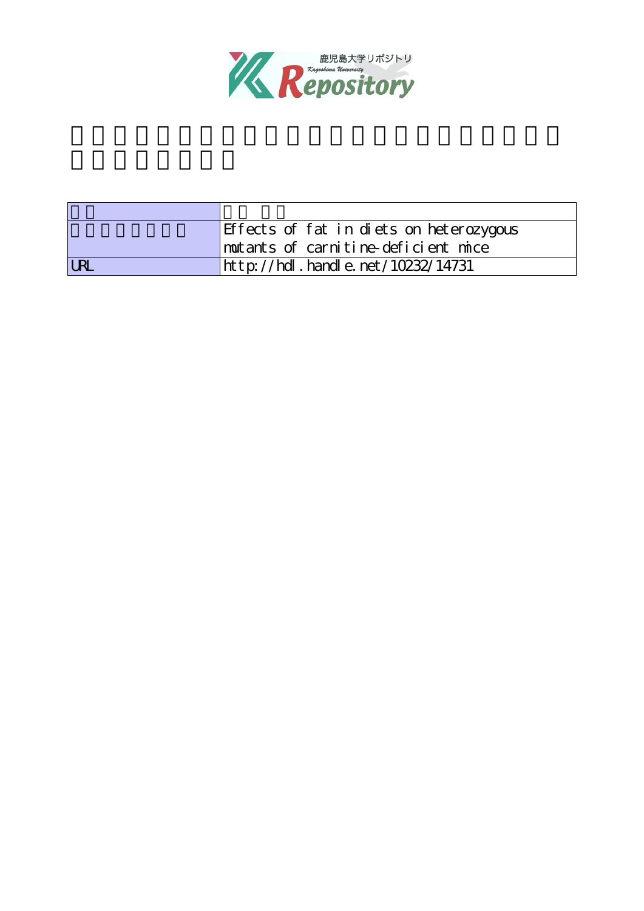| | |
|---|---|
| | |
| | Effects of fat in diets on heterozygous mutants of carnitine-deficient mice |
| URL | http://hdl.handle.net/10232/14731 |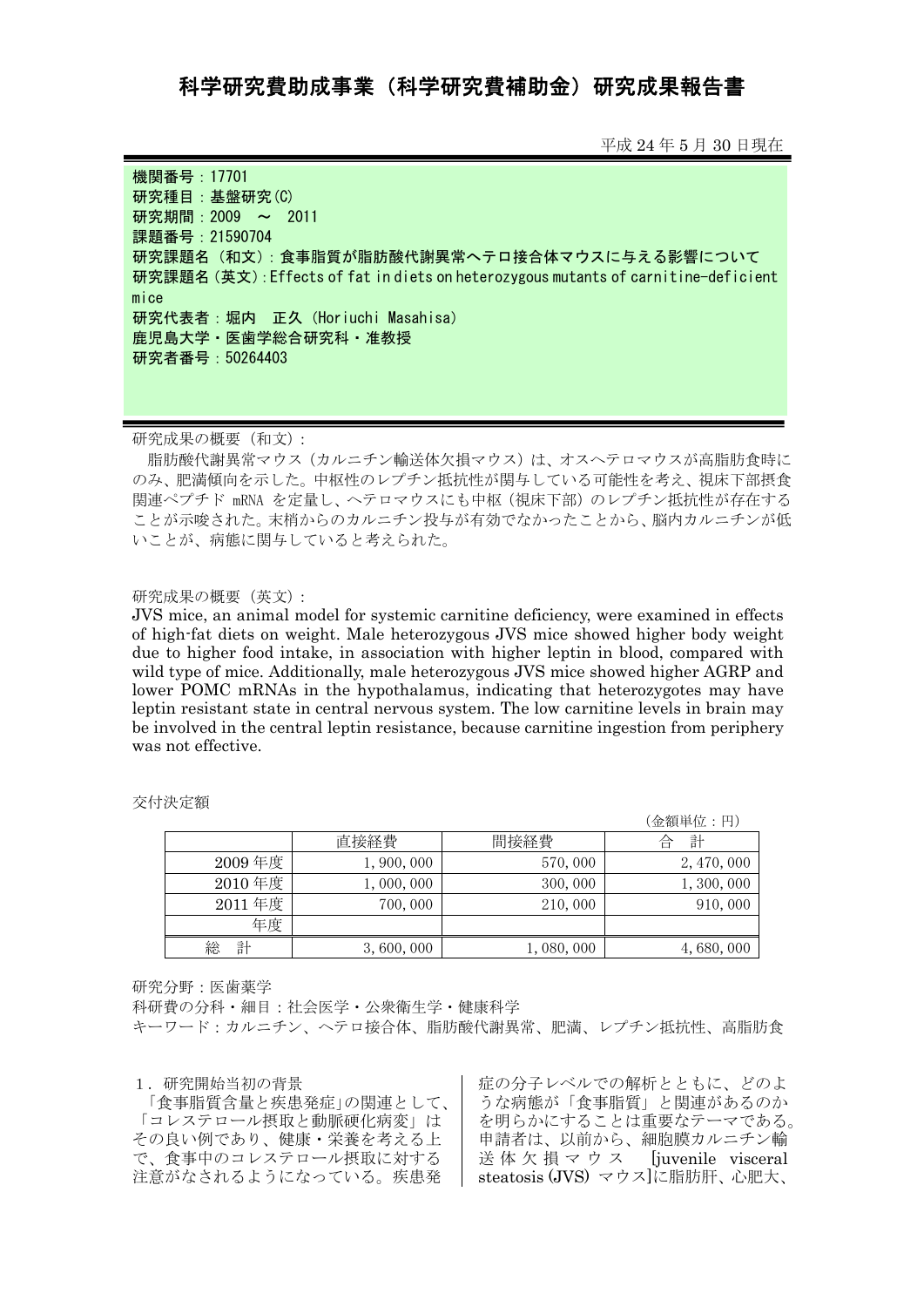# 科学研究費助成事業（科学研究費補助金）研究成果報告書

平成 24 年 5 月 30 日現在

機関番号：17701
研究種目：基盤研究(C)
研究期間：2009 ～ 2011
課題番号：21590704
研究課題名（和文）：食事脂質が脂肪酸代謝異常ヘテロ接合体マウスに与える影響について
研究課題名（英文）：Effects of fat in diets on heterozygous mutants of carnitine-deficient mice
研究代表者：堀内　正久（Horiuchi Masahisa）
鹿児島大学・医歯学総合研究科・准教授
研究者番号：50264403

研究成果の概要（和文）：
脂肪酸代謝異常マウス（カルニチン輸送体欠損マウス）は、オスヘテロマウスが高脂肪食時にのみ、肥満傾向を示した。中枢性のレプチン抵抗性が関与している可能性を考え、視床下部摂食関連ペプチド mRNA を定量し、ヘテロマウスにも中枢（視床下部）のレプチン抵抗性が存在することが示唆された。末梢からのカルニチン投与が有効でなかったことから、脳内カルニチンが低いことが、病態に関与していると考えられた。

研究成果の概要（英文）：
JVS mice, an animal model for systemic carnitine deficiency, were examined in effects of high-fat diets on weight. Male heterozygous JVS mice showed higher body weight due to higher food intake, in association with higher leptin in blood, compared with wild type of mice. Additionally, male heterozygous JVS mice showed higher AGRP and lower POMC mRNAs in the hypothalamus, indicating that heterozygotes may have leptin resistant state in central nervous system. The low carnitine levels in brain may be involved in the central leptin resistance, because carnitine ingestion from periphery was not effective.

交付決定額

（金額単位：円）

| | 直接経費 | 間接経費 | 合　計 |
|---|---|---|---|
| 2009 年度 | 1, 900, 000 | 570, 000 | 2, 470, 000 |
| 2010 年度 | 1, 000, 000 | 300, 000 | 1, 300, 000 |
| 2011 年度 | 700, 000 | 210, 000 | 910, 000 |
| 年度 | | | |
| 総　計 | 3, 600, 000 | 1, 080, 000 | 4, 680, 000 |

研究分野：医歯薬学
科研費の分科・細目：社会医学・公衆衛生学・健康科学
キーワード：カルニチン、ヘテロ接合体、脂肪酸代謝異常、肥満、レプチン抵抗性、高脂肪食

1．研究開始当初の背景
「食事脂質含量と疾患発症」の関連として、「コレステロール摂取と動脈硬化病変」はその良い例であり、健康・栄養を考える上で、食事中のコレステロール摂取に対する注意がなされるようになっている。疾患発症の分子レベルでの解析とともに、どのような病態が「食事脂質」と関連があるのかを明らかにすることは重要なテーマである。申請者は、以前から、細胞膜カルニチン輸送体欠損マウス [juvenile visceral steatosis (JVS) マウス]に脂肪肝、心肥大、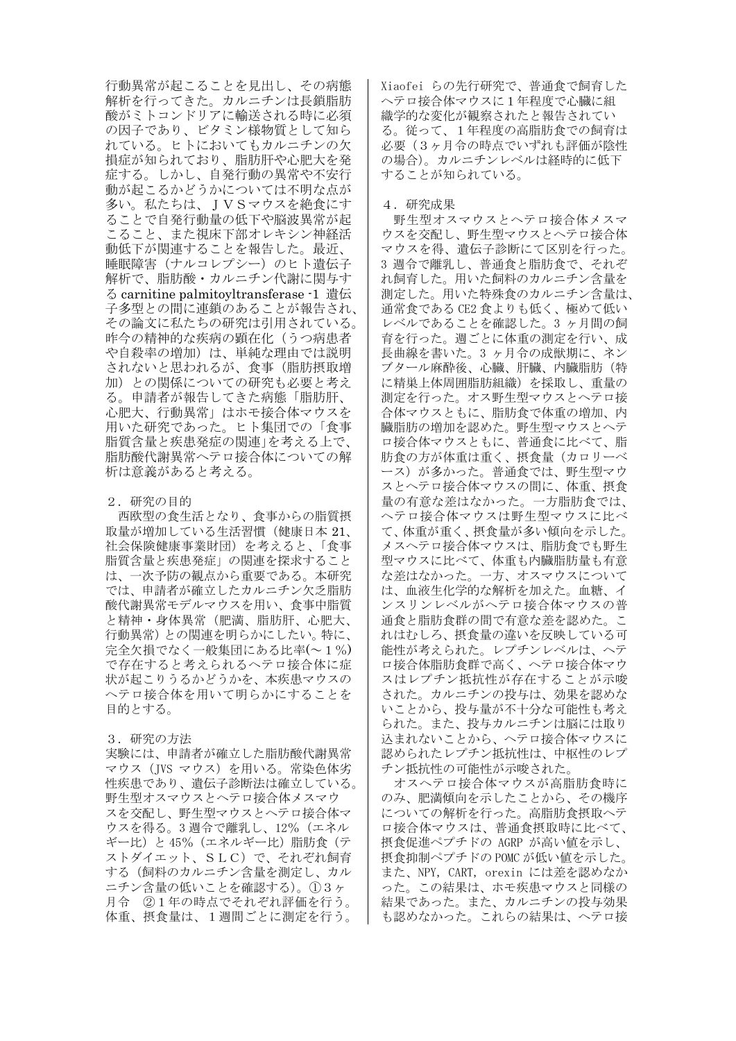行動異常が起こることを見出し、その病態解析を行ってきた。カルニチンは長鎖脂肪酸がミトコンドリアに輸送される時に必須の因子であり、ビタミン様物質として知られている。ヒトにおいてもカルニチンの欠損症が知られており、脂肪肝や心肥大を発症する。しかし、自発行動の異常や不安行動が起こるかどうかについては不明な点が多い。私たちは、ＪＶＳマウスを絶食にすることで自発行動量の低下や脳波異常が起こること、また視床下部オレキシン神経活動低下が関連することを報告した。最近、睡眠障害（ナルコレプシー）のヒト遺伝子解析で、脂肪酸・カルニチン代謝に関与する carnitine palmitoyltransferase -1 遺伝子多型との間に連鎖のあることが報告され、その論文に私たちの研究は引用されている。昨今の精神的な疾病の顕在化（うつ病患者や自殺率の増加）は、単純な理由では説明されないと思われるが、食事（脂肪摂取増加）との関係についての研究も必要と考える。申請者が報告してきた病態「脂肪肝、心肥大、行動異常」はホモ接合体マウスを用いた研究であった。ヒト集団での「食事脂質含量と疾患発症の関連」を考える上で、脂肪酸代謝異常ヘテロ接合体についての解析は意義があると考える。

２．研究の目的

西欧型の食生活となり、食事からの脂質摂取量が増加している生活習慣（健康日本 21、社会保険健康事業財団）を考えると、「食事脂質含量と疾患発症」の関連を探求することは、一次予防の観点から重要である。本研究では、申請者が確立したカルニチン欠乏脂肪酸代謝異常モデルマウスを用い、食事中脂質と精神・身体異常（肥満、脂肪肝、心肥大、行動異常）との関連を明らかにしたい。特に、完全欠損でなく一般集団にある比率(～１%)で存在すると考えられるヘテロ接合体に症状が起こりうるかどうかを、本疾患マウスのヘテロ接合体を用いて明らかにすることを目的とする。

３．研究の方法

実験には、申請者が確立した脂肪酸代謝異常マウス（JVS マウス）を用いる。常染色体劣性疾患であり、遺伝子診断法は確立している。野生型オスマウスとヘテロ接合体メスマウスを交配し、野生型マウスとヘテロ接合体マウスを得る。3 週令で離乳し、12%（エネルギー比）と 45%（エネルギー比）脂肪食（テストダイエット、ＳＬＣ）で、それぞれ飼育する（飼料のカルニチン含量を測定し、カルニチン含量の低いことを確認する）。①３ヶ月令　②１年の時点でそれぞれ評価を行う。体重、摂食量は、１週間ごとに測定を行う。Xiaofei らの先行研究で、普通食で飼育したヘテロ接合体マウスに１年程度で心臓に組織学的な変化が観察されたと報告されている。従って、１年程度の高脂肪食での飼育は必要（３ヶ月令の時点でいずれも評価が陰性の場合）。カルニチンレベルは経時的に低下することが知られている。

４．研究成果

野生型オスマウスとヘテロ接合体メスマウスを交配し、野生型マウスとヘテロ接合体マウスを得、遺伝子診断にて区別を行った。3 週令で離乳し、普通食と脂肪食で、それぞれ飼育した。用いた飼料のカルニチン含量を測定した。用いた特殊食のカルニチン含量は、通常食である CE2 食よりも低く、極めて低いレベルであることを確認した。3 ヶ月間の飼育を行った。週ごとに体重の測定を行い、成長曲線を書いた。3 ヶ月令の成獣期に、ネンブタール麻酔後、心臓、肝臓、内臓脂肪（特に精巣上体周囲脂肪組織）を採取し、重量の測定を行った。オス野生型マウスとヘテロ接合体マウスともに、脂肪食で体重の増加、内臓脂肪の増加を認めた。野生型マウスとヘテロ接合体マウスともに、普通食に比べて、脂肪食の方が体重は重く、摂食量（カロリーベース）が多かった。普通食では、野生型マウスとヘテロ接合体マウスの間に、体重、摂食量の有意な差はなかった。一方脂肪食では、ヘテロ接合体マウスは野生型マウスに比べて、体重が重く、摂食量が多い傾向を示した。メスヘテロ接合体マウスは、脂肪食でも野生型マウスに比べて、体重も内臓脂肪量も有意な差はなかった。一方、オスマウスについては、血液生化学的な解析を加えた。血糖、インスリンレベルがヘテロ接合体マウスの普通食と脂肪食群の間で有意な差を認めた。これはむしろ、摂食量の違いを反映している可能性が考えられた。レプチンレベルは、ヘテロ接合体脂肪食群で高く、ヘテロ接合体マウスはレプチン抵抗性が存在することが示唆された。カルニチンの投与は、効果を認めないことから、投与量が不十分な可能性も考えられた。また、投与カルニチンは脳には取り込まれないことから、ヘテロ接合体マウスに認められたレプチン抵抗性は、中枢性のレプチン抵抗性の可能性が示唆された。

オスヘテロ接合体マウスが高脂肪食時にのみ、肥満傾向を示したことから、その機序についての解析を行った。高脂肪食摂取ヘテロ接合体マウスは、普通食摂取時に比べて、摂食促進ペプチドの AGRP が高い値を示し、摂食抑制ペプチドの POMC が低い値を示した。また、NPY, CART, orexin には差を認めなかった。この結果は、ホモ疾患マウスと同様の結果であった。また、カルニチンの投与効果も認めなかった。これらの結果は、ヘテロ接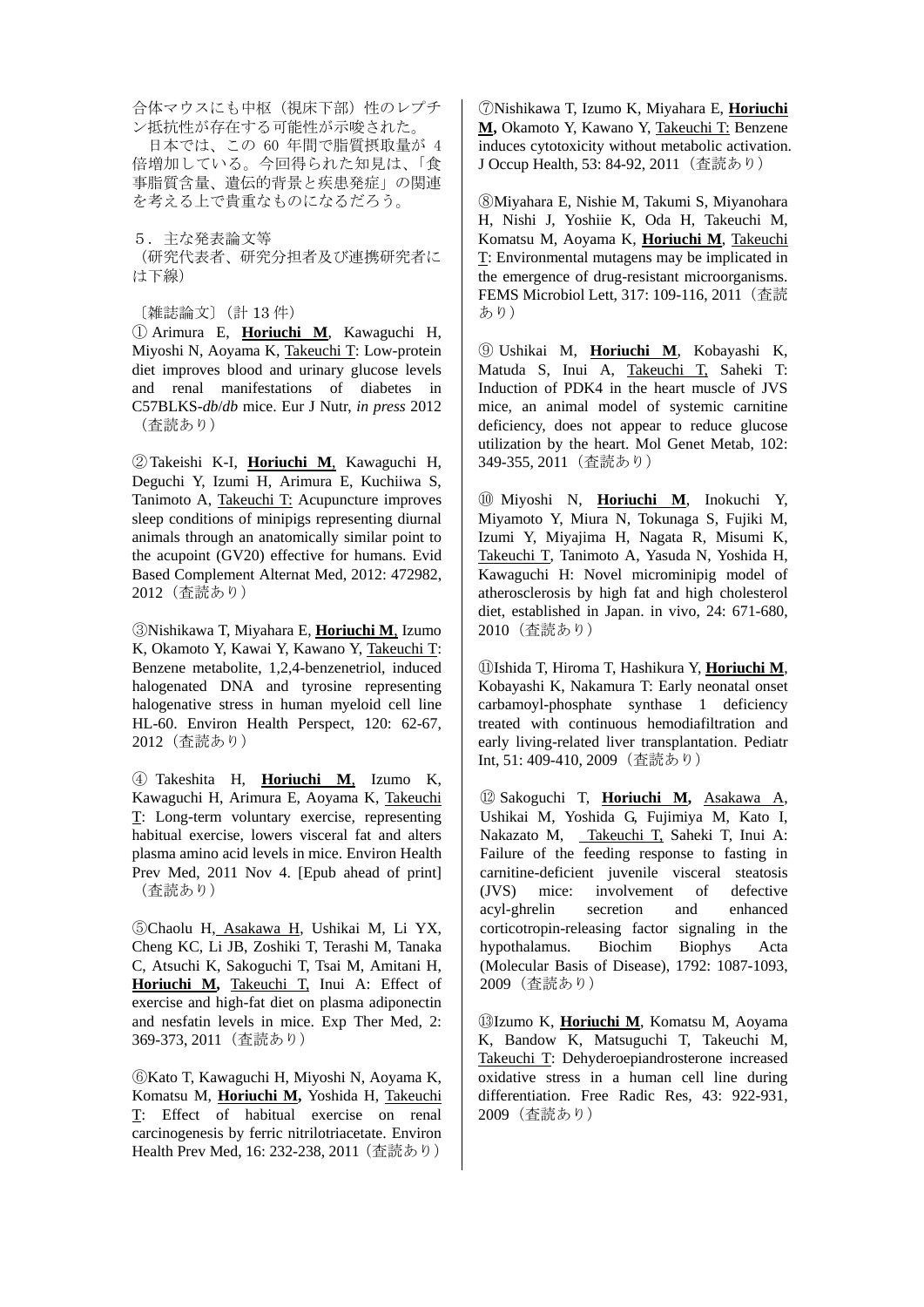合体マウスにも中枢（視床下部）性のレプチン抵抗性が存在する可能性が示唆された。

日本では、この 60 年間で脂質摂取量が 4 倍増加している。今回得られた知見は、「食事脂質含量、遺伝的背景と疾患発症」の関連を考える上で貴重なものになるだろう。

５．主な発表論文等

（研究代表者、研究分担者及び連携研究者には下線）

〔雑誌論文〕（計 13 件）

① Arimura E, **Horiuchi M**, Kawaguchi H, Miyoshi N, Aoyama K, Takeuchi T: Low-protein diet improves blood and urinary glucose levels and renal manifestations of diabetes in C57BLKS-*db*/*db* mice. Eur J Nutr, *in press* 2012（査読あり）

② Takeishi K-I, **Horiuchi M**, Kawaguchi H, Deguchi Y, Izumi H, Arimura E, Kuchiiwa S, Tanimoto A, Takeuchi T: Acupuncture improves sleep conditions of minipigs representing diurnal animals through an anatomically similar point to the acupoint (GV20) effective for humans. Evid Based Complement Alternat Med, 2012: 472982, 2012（査読あり）

③ Nishikawa T, Miyahara E, **Horiuchi M**, Izumo K, Okamoto Y, Kawai Y, Kawano Y, Takeuchi T: Benzene metabolite, 1,2,4-benzenetriol, induced halogenated DNA and tyrosine representing halogenative stress in human myeloid cell line HL-60. Environ Health Perspect, 120: 62-67, 2012（査読あり）

④ Takeshita H, **Horiuchi M**, Izumo K, Kawaguchi H, Arimura E, Aoyama K, Takeuchi T: Long-term voluntary exercise, representing habitual exercise, lowers visceral fat and alters plasma amino acid levels in mice. Environ Health Prev Med, 2011 Nov 4. [Epub ahead of print]（査読あり）

⑤ Chaolu H, Asakawa H, Ushikai M, Li YX, Cheng KC, Li JB, Zoshiki T, Terashi M, Tanaka C, Atsuchi K, Sakoguchi T, Tsai M, Amitani H, **Horiuchi M,** Takeuchi T, Inui A: Effect of exercise and high-fat diet on plasma adiponectin and nesfatin levels in mice. Exp Ther Med, 2: 369-373, 2011（査読あり）

⑥ Kato T, Kawaguchi H, Miyoshi N, Aoyama K, Komatsu M, **Horiuchi M,** Yoshida H, Takeuchi T: Effect of habitual exercise on renal carcinogenesis by ferric nitrilotriacetate. Environ Health Prev Med, 16: 232-238, 2011（査読あり）

⑦ Nishikawa T, Izumo K, Miyahara E, **Horiuchi M,** Okamoto Y, Kawano Y, Takeuchi T: Benzene induces cytotoxicity without metabolic activation. J Occup Health, 53: 84-92, 2011（査読あり）

⑧ Miyahara E, Nishie M, Takumi S, Miyanohara H, Nishi J, Yoshiie K, Oda H, Takeuchi M, Komatsu M, Aoyama K, **Horiuchi M**, Takeuchi T: Environmental mutagens may be implicated in the emergence of drug-resistant microorganisms. FEMS Microbiol Lett, 317: 109-116, 2011（査読あり）

⑨ Ushikai M, **Horiuchi M**, Kobayashi K, Matuda S, Inui A, Takeuchi T, Saheki T: Induction of PDK4 in the heart muscle of JVS mice, an animal model of systemic carnitine deficiency, does not appear to reduce glucose utilization by the heart. Mol Genet Metab, 102: 349-355, 2011（査読あり）

⑩ Miyoshi N, **Horiuchi M**, Inokuchi Y, Miyamoto Y, Miura N, Tokunaga S, Fujiki M, Izumi Y, Miyajima H, Nagata R, Misumi K, Takeuchi T, Tanimoto A, Yasuda N, Yoshida H, Kawaguchi H: Novel microminipig model of atherosclerosis by high fat and high cholesterol diet, established in Japan. in vivo, 24: 671-680, 2010（査読あり）

⑪ Ishida T, Hiroma T, Hashikura Y, **Horiuchi M**, Kobayashi K, Nakamura T: Early neonatal onset carbamoyl-phosphate synthase 1 deficiency treated with continuous hemodiafiltration and early living-related liver transplantation. Pediatr Int, 51: 409-410, 2009（査読あり）

⑫ Sakoguchi T, **Horiuchi M,** Asakawa A, Ushikai M, Yoshida G, Fujimiya M, Kato I, Nakazato M, Takeuchi T, Saheki T, Inui A: Failure of the feeding response to fasting in carnitine-deficient juvenile visceral steatosis (JVS) mice: involvement of defective acyl-ghrelin secretion and enhanced corticotropin-releasing factor signaling in the hypothalamus. Biochim Biophys Acta (Molecular Basis of Disease), 1792: 1087-1093, 2009（査読あり）

⑬ Izumo K, **Horiuchi M**, Komatsu M, Aoyama K, Bandow K, Matsuguchi T, Takeuchi M, Takeuchi T: Dehyderoepiandrosterone increased oxidative stress in a human cell line during differentiation. Free Radic Res, 43: 922-931, 2009（査読あり）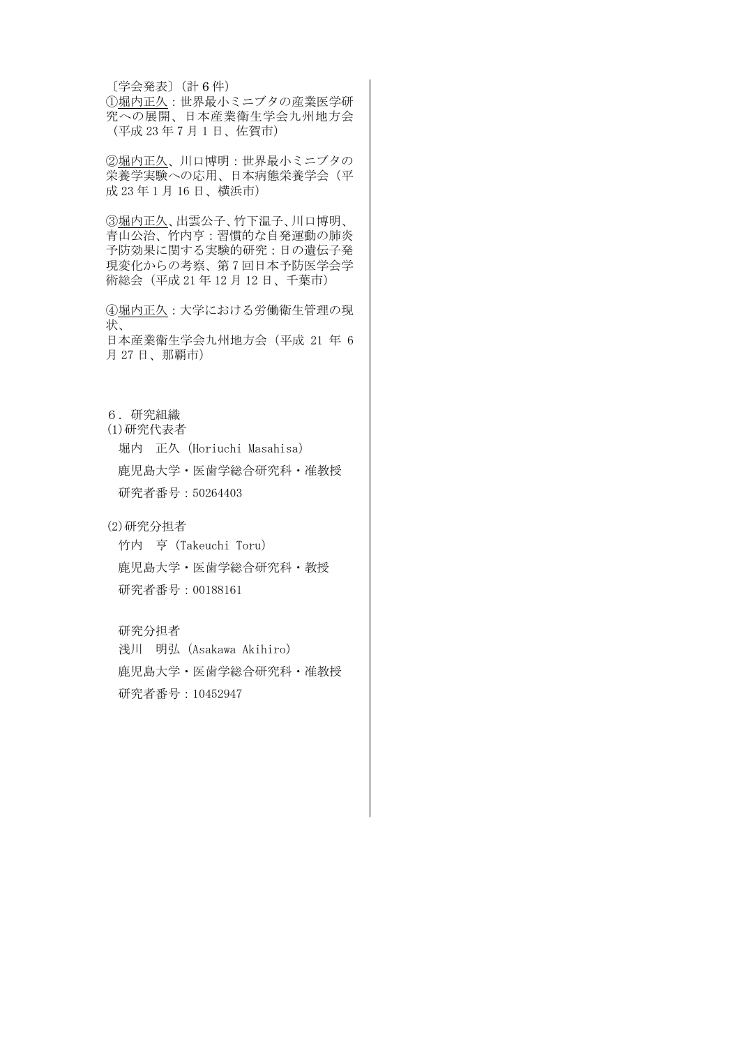〔学会発表〕（計 6 件）

①<u>堀内正久</u>：世界最小ミニブタの産業医学研究への展開、日本産業衛生学会九州地方会（平成 23 年 7 月 1 日、佐賀市）

②<u>堀内正久</u>、川口博明：世界最小ミニブタの栄養学実験への応用、日本病態栄養学会（平成 23 年 1 月 16 日、横浜市）

③<u>堀内正久</u>、出雲公子、竹下温子、川口博明、青山公治、竹内亨：習慣的な自発運動の肺炎予防効果に関する実験的研究：日の遺伝子発現変化からの考察、第 7 回日本予防医学会学術総会（平成 21 年 12 月 12 日、千葉市）

④<u>堀内正久</u>：大学における労働衛生管理の現状、
日本産業衛生学会九州地方会（平成 21 年 6 月 27 日、那覇市）

６．研究組織

(1)研究代表者

堀内　正久（Horiuchi Masahisa）

鹿児島大学・医歯学総合研究科・准教授

研究者番号：50264403

(2)研究分担者

竹内　亨（Takeuchi Toru）

鹿児島大学・医歯学総合研究科・教授

研究者番号：00188161

研究分担者

浅川　明弘（Asakawa Akihiro）

鹿児島大学・医歯学総合研究科・准教授

研究者番号：10452947